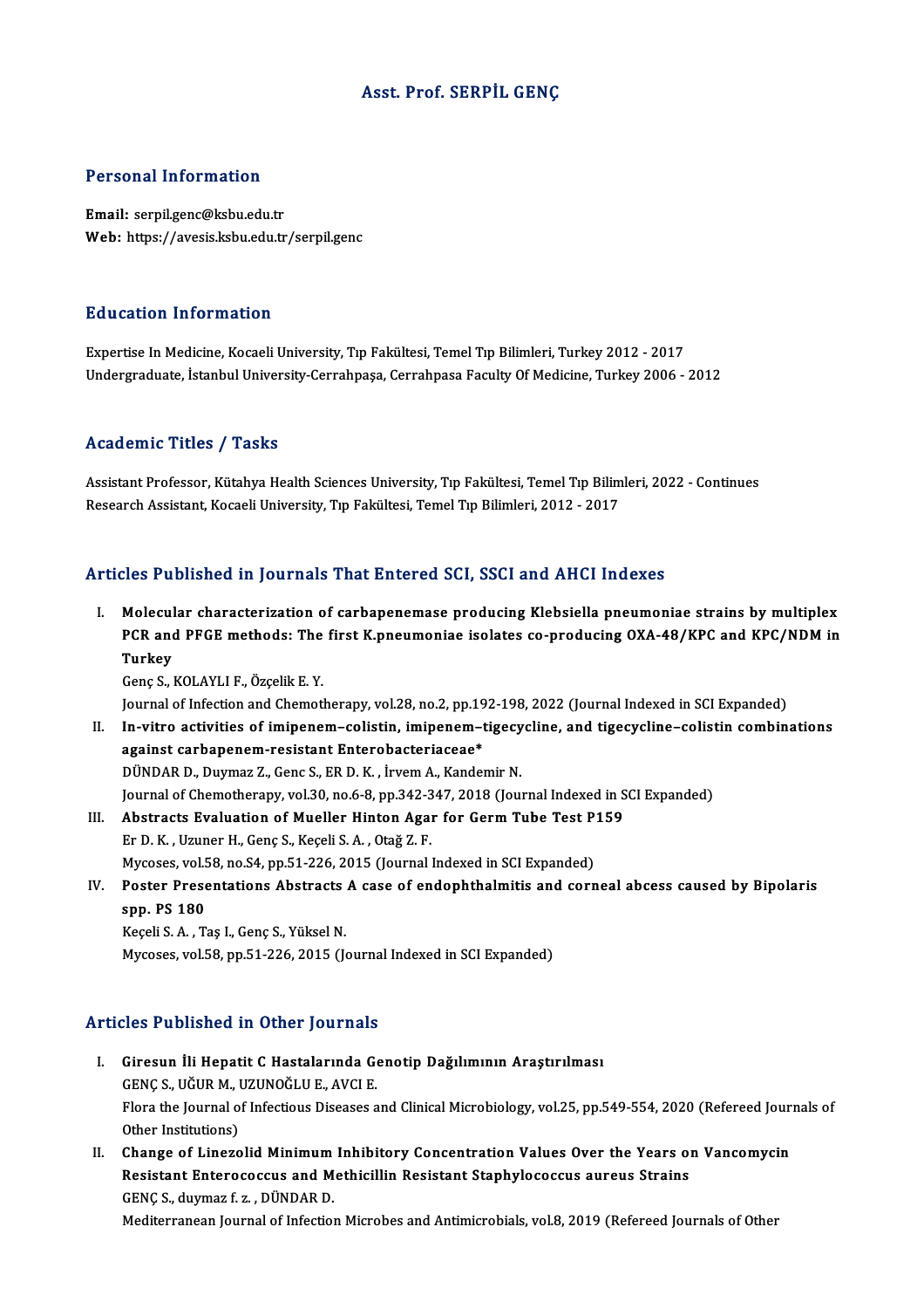# Asst. Prof. SERPİL GENÇ

## Personal Information

**Email:** serpil.genc@ksbu.edu.tr
**Web:** https://avesis.ksbu.edu.tr/serpil.genc

## Education Information

Expertise In Medicine, Kocaeli University, Tıp Fakültesi, Temel Tıp Bilimleri, Turkey 2012 - 2017
Undergraduate, İstanbul University-Cerrahpaşa, Cerrahpasa Faculty Of Medicine, Turkey 2006 - 2012

## Academic Titles / Tasks

Assistant Professor, Kütahya Health Sciences University, Tıp Fakültesi, Temel Tıp Bilimleri, 2022 - Continues
Research Assistant, Kocaeli University, Tıp Fakültesi, Temel Tıp Bilimleri, 2012 - 2017

## Articles Published in Journals That Entered SCI, SSCI and AHCI Indexes

I. **Molecular characterization of carbapenemase producing Klebsiella pneumoniae strains by multiplex PCR and PFGE methods: The first K.pneumoniae isolates co-producing OXA-48/KPC and KPC/NDM in Turkey**
Genç S., KOLAYLI F., Özçelik E. Y.
Journal of Infection and Chemotherapy, vol.28, no.2, pp.192-198, 2022 (Journal Indexed in SCI Expanded)

II. **In-vitro activities of imipenem–colistin, imipenem–tigecycline, and tigecycline–colistin combinations against carbapenem-resistant Enterobacteriaceae***
DÜNDAR D., Duymaz Z., Genc S., ER D. K. , İrvem A., Kandemir N.
Journal of Chemotherapy, vol.30, no.6-8, pp.342-347, 2018 (Journal Indexed in SCI Expanded)

III. **Abstracts Evaluation of Mueller Hinton Agar for Germ Tube Test P159**
Er D. K. , Uzuner H., Genç S., Keçeli S. A. , Otağ Z. F.
Mycoses, vol.58, no.S4, pp.51-226, 2015 (Journal Indexed in SCI Expanded)

IV. **Poster Presentations Abstracts A case of endophthalmitis and corneal abcess caused by Bipolaris spp. PS 180**
Keçeli S. A. , Taş I., Genç S., Yüksel N.
Mycoses, vol.58, pp.51-226, 2015 (Journal Indexed in SCI Expanded)

## Articles Published in Other Journals

I. **Giresun İli Hepatit C Hastalarında Genotip Dağılımının Araştırılması**
GENÇ S., UĞUR M., UZUNOĞLU E., AVCI E.
Flora the Journal of Infectious Diseases and Clinical Microbiology, vol.25, pp.549-554, 2020 (Refereed Journals of Other Institutions)

II. **Change of Linezolid Minimum Inhibitory Concentration Values Over the Years on Vancomycin Resistant Enterococcus and Methicillin Resistant Staphylococcus aureus Strains**
GENÇ S., duymaz f. z. , DÜNDAR D.
Mediterranean Journal of Infection Microbes and Antimicrobials, vol.8, 2019 (Refereed Journals of Other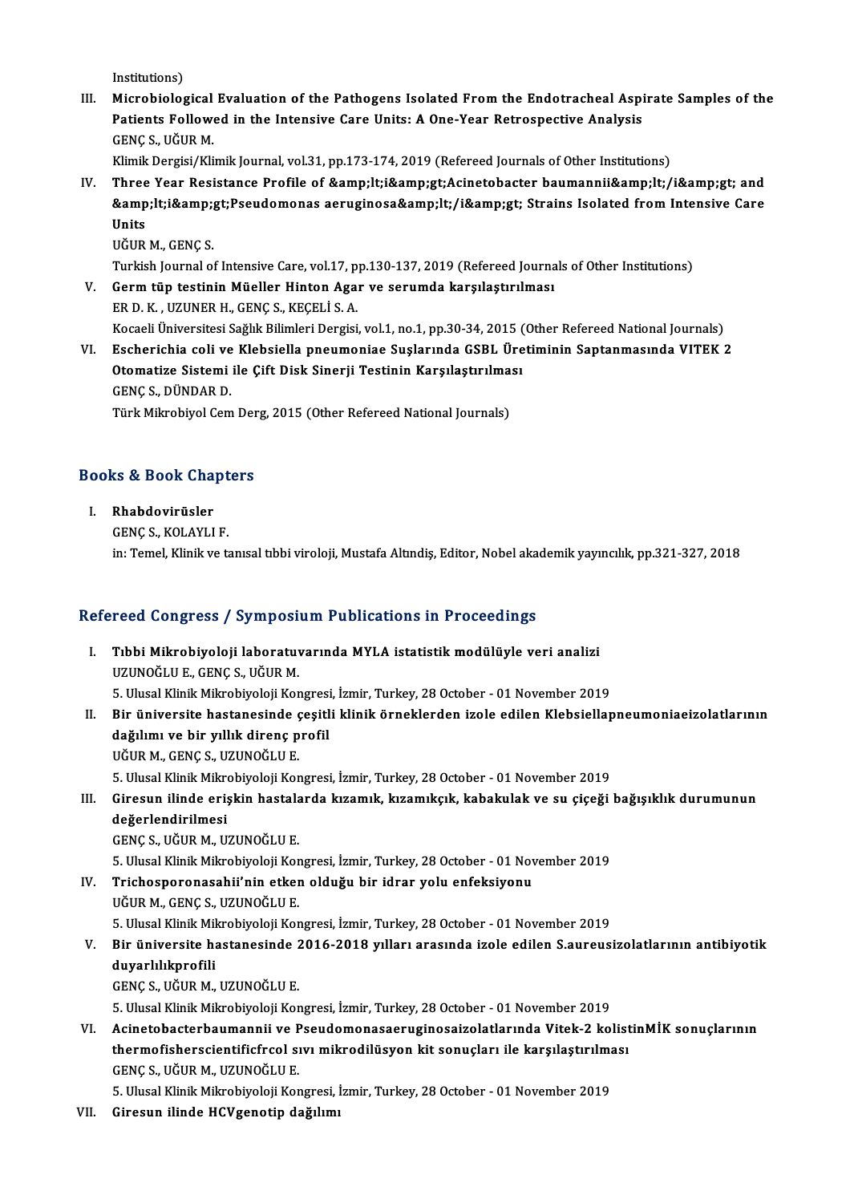Institutions)

III. **Microbiological Evaluation of the Pathogens Isolated From the Endotracheal Aspirate Samples of the Patients Followed in the Intensive Care Units: A One-Year Retrospective Analysis**
GENÇ S., UĞUR M.
Klimik Dergisi/Klimik Journal, vol.31, pp.173-174, 2019 (Refereed Journals of Other Institutions)

IV. **Three Year Resistance Profile of &amp;lt;i&amp;gt;Acinetobacter baumannii&amp;lt;/i&amp;gt; and &amp;lt;i&amp;gt;Pseudomonas aeruginosa&amp;lt;/i&amp;gt; Strains Isolated from Intensive Care Units**
UĞUR M., GENÇ S.
Turkish Journal of Intensive Care, vol.17, pp.130-137, 2019 (Refereed Journals of Other Institutions)

V. **Germ tüp testinin Müeller Hinton Agar ve serumda karşılaştırılması**
ER D. K. , UZUNER H., GENÇ S., KEÇELİ S. A.
Kocaeli Üniversitesi Sağlık Bilimleri Dergisi, vol.1, no.1, pp.30-34, 2015 (Other Refereed National Journals)

VI. **Escherichia coli ve Klebsiella pneumoniae Suşlarında GSBL Üretiminin Saptanmasında VITEK 2 Otomatize Sistemi ile Çift Disk Sinerji Testinin Karşılaştırılması**
GENÇ S., DÜNDAR D.
Türk Mikrobiyol Cem Derg, 2015 (Other Refereed National Journals)

## Books & Book Chapters

I. **Rhabdovirüsler**
GENÇ S., KOLAYLI F.
in: Temel, Klinik ve tanısal tıbbi viroloji, Mustafa Altındiş, Editor, Nobel akademik yayıncılık, pp.321-327, 2018

## Refereed Congress / Symposium Publications in Proceedings

I. **Tıbbi Mikrobiyoloji laboratuvarında MYLA istatistik modülüyle veri analizi**
UZUNOĞLU E., GENÇ S., UĞUR M.
5. Ulusal Klinik Mikrobiyoloji Kongresi, İzmir, Turkey, 28 October - 01 November 2019

II. **Bir üniversite hastanesinde çeşitli klinik örneklerden izole edilen Klebsiellapneumoniaeizolatlarının dağılımı ve bir yıllık direnç profil**
UĞUR M., GENÇ S., UZUNOĞLU E.
5. Ulusal Klinik Mikrobiyoloji Kongresi, İzmir, Turkey, 28 October - 01 November 2019

III. **Giresun ilinde erişkin hastalarda kızamık, kızamıkçık, kabakulak ve su çiçeği bağışıklık durumunun değerlendirilmesi**
GENÇ S., UĞUR M., UZUNOĞLU E.
5. Ulusal Klinik Mikrobiyoloji Kongresi, İzmir, Turkey, 28 October - 01 November 2019

IV. **Trichosporonasahii'nin etken olduğu bir idrar yolu enfeksiyonu**
UĞUR M., GENÇ S., UZUNOĞLU E.
5. Ulusal Klinik Mikrobiyoloji Kongresi, İzmir, Turkey, 28 October - 01 November 2019

V. **Bir üniversite hastanesinde 2016-2018 yılları arasında izole edilen S.aureusizolatlarının antibiyotik duyarlılıkprofili**
GENÇ S., UĞUR M., UZUNOĞLU E.
5. Ulusal Klinik Mikrobiyoloji Kongresi, İzmir, Turkey, 28 October - 01 November 2019

VI. **Acinetobacterbaumannii ve Pseudomonasaeruginosaizolatlarında Vitek-2 kolistinMİK sonuçlarının thermofisherscientificfrcol sıvı mikrodilüsyon kit sonuçları ile karşılaştırılması**
GENÇ S., UĞUR M., UZUNOĞLU E.
5. Ulusal Klinik Mikrobiyoloji Kongresi, İzmir, Turkey, 28 October - 01 November 2019

VII. **Giresun ilinde HCVgenotip dağılımı**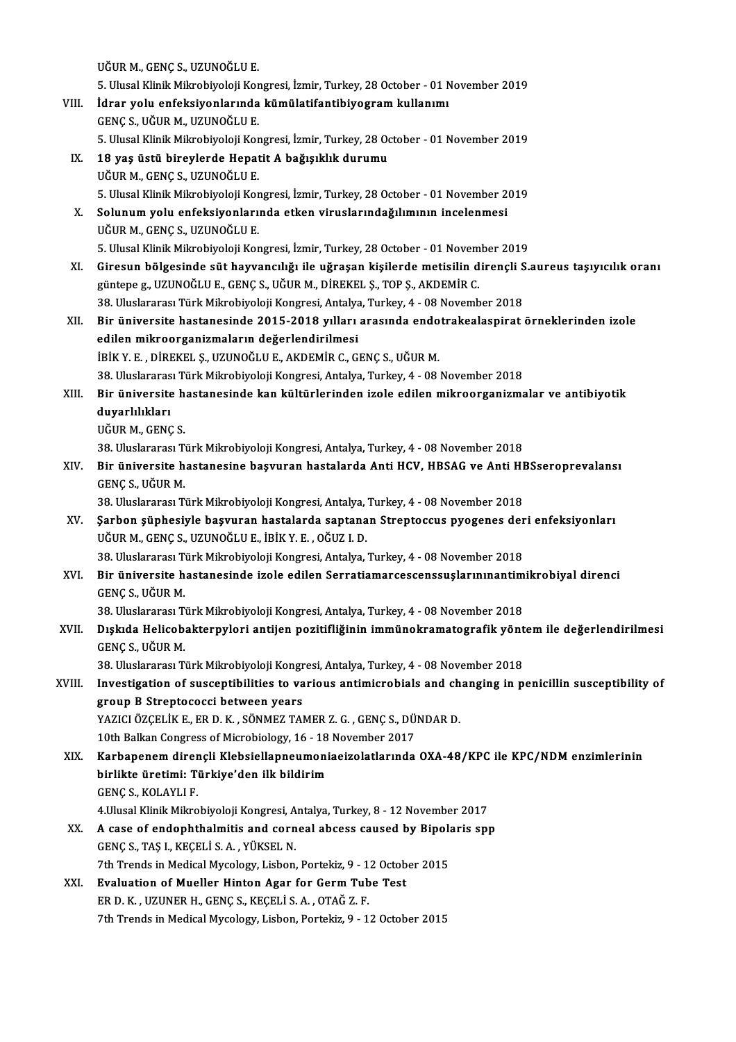UĞUR M., GENÇ S., UZUNOĞLU E.
5. Ulusal Klinik Mikrobiyoloji Kongresi, İzmir, Turkey, 28 October - 01 November 2019

VIII. **İdrar yolu enfeksiyonlarında kümülatifantibiyogram kullanımı**
GENÇ S., UĞUR M., UZUNOĞLU E.
5. Ulusal Klinik Mikrobiyoloji Kongresi, İzmir, Turkey, 28 October - 01 November 2019

IX. **18 yaş üstü bireylerde Hepatit A bağışıklık durumu**
UĞUR M., GENÇ S., UZUNOĞLU E.
5. Ulusal Klinik Mikrobiyoloji Kongresi, İzmir, Turkey, 28 October - 01 November 2019

X. **Solunum yolu enfeksiyonlarında etken viruslarındağılımının incelenmesi**
UĞUR M., GENÇ S., UZUNOĞLU E.
5. Ulusal Klinik Mikrobiyoloji Kongresi, İzmir, Turkey, 28 October - 01 November 2019

XI. **Giresun bölgesinde süt hayvancılığı ile uğraşan kişilerde metisilin dirençli S.aureus taşıyıcılık oranı**
güntepe g., UZUNOĞLU E., GENÇ S., UĞUR M., DİREKEL Ş., TOP Ş., AKDEMİR C.
38. Uluslararası Türk Mikrobiyoloji Kongresi, Antalya, Turkey, 4 - 08 November 2018

XII. **Bir üniversite hastanesinde 2015-2018 yılları arasında endotrakealaspirat örneklerinden izole edilen mikroorganizmaların değerlendirilmesi**
İBİK Y. E. , DİREKEL Ş., UZUNOĞLU E., AKDEMİR C., GENÇ S., UĞUR M.
38. Uluslararası Türk Mikrobiyoloji Kongresi, Antalya, Turkey, 4 - 08 November 2018

XIII. **Bir üniversite hastanesinde kan kültürlerinden izole edilen mikroorganizmalar ve antibiyotik duyarlılıkları**
UĞUR M., GENÇ S.
38. Uluslararası Türk Mikrobiyoloji Kongresi, Antalya, Turkey, 4 - 08 November 2018

XIV. **Bir üniversite hastanesine başvuran hastalarda Anti HCV, HBSAG ve Anti HBSseroprevalansı**
GENÇ S., UĞUR M.
38. Uluslararası Türk Mikrobiyoloji Kongresi, Antalya, Turkey, 4 - 08 November 2018

XV. **Şarbon şüphesiyle başvuran hastalarda saptanan Streptoccus pyogenes deri enfeksiyonları**
UĞUR M., GENÇ S., UZUNOĞLU E., İBİK Y. E. , OĞUZ I. D.
38. Uluslararası Türk Mikrobiyoloji Kongresi, Antalya, Turkey, 4 - 08 November 2018

XVI. **Bir üniversite hastanesinde izole edilen Serratiamarcescenssuşlarınınantimikrobiyal direnci**
GENÇ S., UĞUR M.
38. Uluslararası Türk Mikrobiyoloji Kongresi, Antalya, Turkey, 4 - 08 November 2018

XVII. **Dışkıda Helicobakterpylori antijen pozitifliğinin immünokramatografik yöntem ile değerlendirilmesi**
GENÇ S., UĞUR M.
38. Uluslararası Türk Mikrobiyoloji Kongresi, Antalya, Turkey, 4 - 08 November 2018

XVIII. **Investigation of susceptibilities to various antimicrobials and changing in penicillin susceptibility of group B Streptococci between years**
YAZICI ÖZÇELİK E., ER D. K. , SÖNMEZ TAMER Z. G. , GENÇ S., DÜNDAR D.
10th Balkan Congress of Microbiology, 16 - 18 November 2017

XIX. **Karbapenem dirençli Klebsiellapneumoniaeizolatlarında OXA-48/KPC ile KPC/NDM enzimlerinin birlikte üretimi: Türkiye'den ilk bildirim**
GENÇ S., KOLAYLI F.
4.Ulusal Klinik Mikrobiyoloji Kongresi, Antalya, Turkey, 8 - 12 November 2017

XX. **A case of endophthalmitis and corneal abcess caused by Bipolaris spp**
GENÇ S., TAŞ I., KEÇELİ S. A. , YÜKSEL N.
7th Trends in Medical Mycology, Lisbon, Portekiz, 9 - 12 October 2015

XXI. **Evaluation of Mueller Hinton Agar for Germ Tube Test**
ER D. K. , UZUNER H., GENÇ S., KEÇELİ S. A. , OTAĞ Z. F.
7th Trends in Medical Mycology, Lisbon, Portekiz, 9 - 12 October 2015